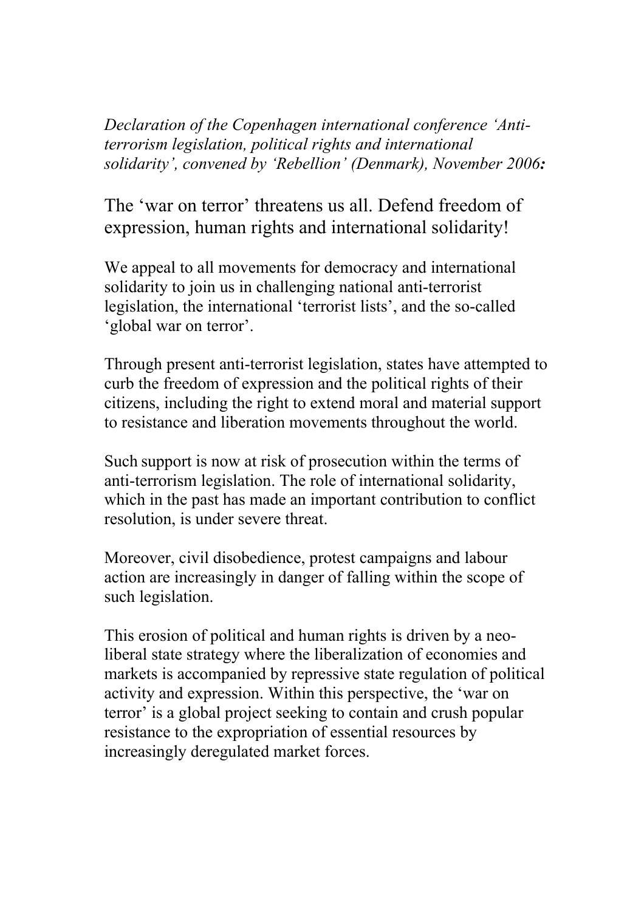*Declaration of the Copenhagen international conference 'Anti-terrorism legislation, political rights and international solidarity', convened by 'Rebellion' (Denmark), November 2006:*

# The 'war on terror' threatens us all. Defend freedom of expression, human rights and international solidarity!

We appeal to all movements for democracy and international solidarity to join us in challenging national anti-terrorist legislation, the international 'terrorist lists', and the so-called 'global war on terror'.

Through present anti-terrorist legislation, states have attempted to curb the freedom of expression and the political rights of their citizens, including the right to extend moral and material support to resistance and liberation movements throughout the world.

Such support is now at risk of prosecution within the terms of anti-terrorism legislation. The role of international solidarity, which in the past has made an important contribution to conflict resolution, is under severe threat.

Moreover, civil disobedience, protest campaigns and labour action are increasingly in danger of falling within the scope of such legislation.

This erosion of political and human rights is driven by a neo-liberal state strategy where the liberalization of economies and markets is accompanied by repressive state regulation of political activity and expression. Within this perspective, the 'war on terror' is a global project seeking to contain and crush popular resistance to the expropriation of essential resources by increasingly deregulated market forces.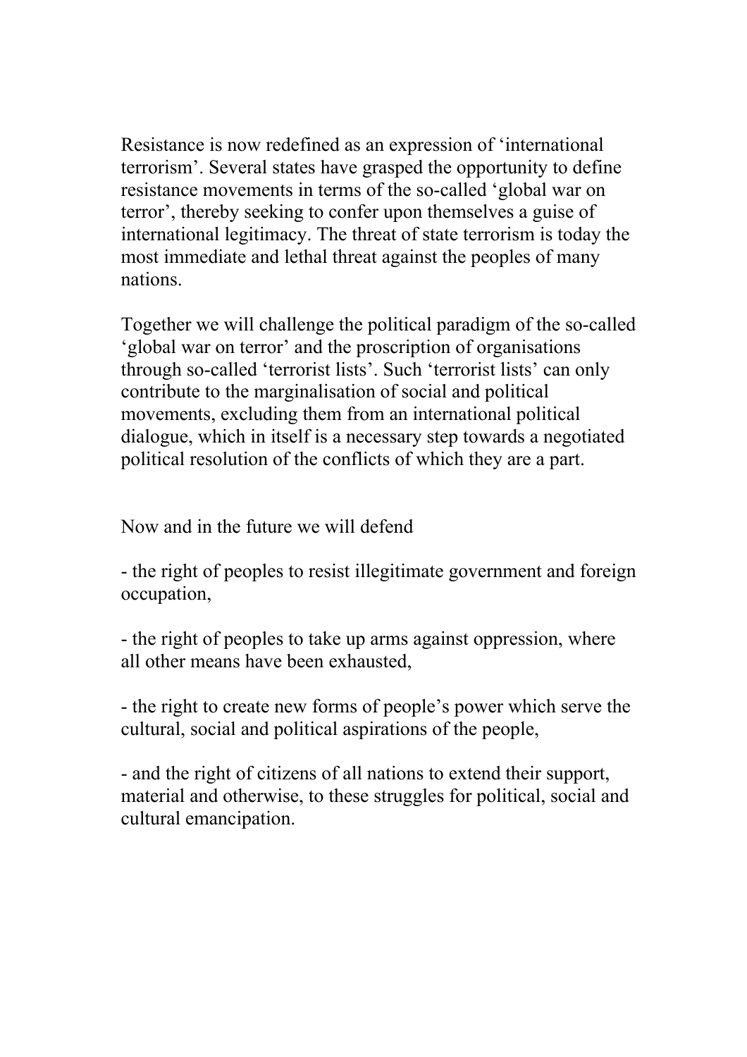Resistance is now redefined as an expression of 'international terrorism'. Several states have grasped the opportunity to define resistance movements in terms of the so-called 'global war on terror', thereby seeking to confer upon themselves a guise of international legitimacy. The threat of state terrorism is today the most immediate and lethal threat against the peoples of many nations.

Together we will challenge the political paradigm of the so-called 'global war on terror' and the proscription of organisations through so-called 'terrorist lists'. Such 'terrorist lists' can only contribute to the marginalisation of social and political movements, excluding them from an international political dialogue, which in itself is a necessary step towards a negotiated political resolution of the conflicts of which they are a part.

Now and in the future we will defend

- the right of peoples to resist illegitimate government and foreign occupation,

- the right of peoples to take up arms against oppression, where all other means have been exhausted,

- the right to create new forms of people's power which serve the cultural, social and political aspirations of the people,

- and the right of citizens of all nations to extend their support, material and otherwise, to these struggles for political, social and cultural emancipation.